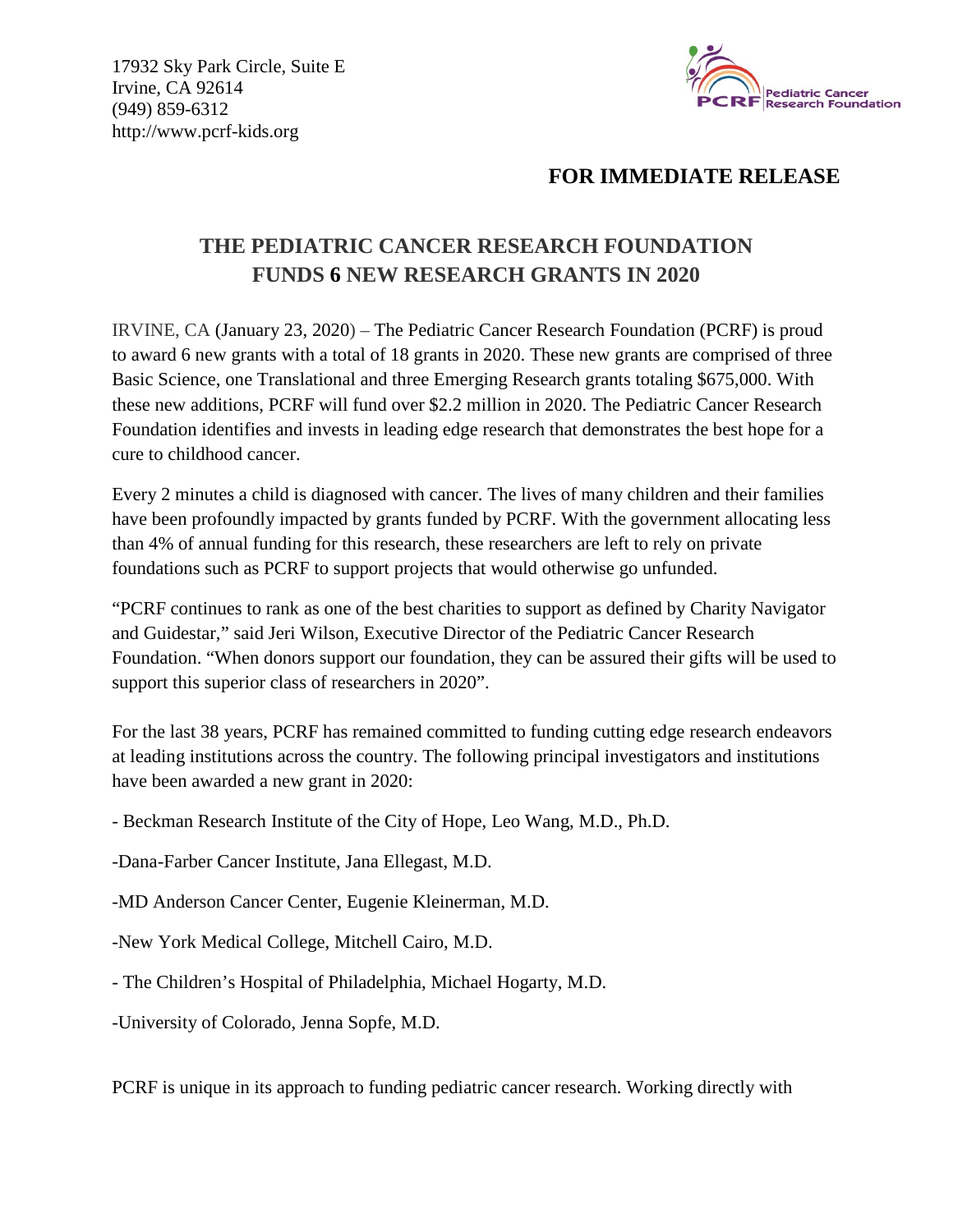17932 Sky Park Circle, Suite E
Irvine, CA 92614
(949) 859-6312
http://www.pcrf-kids.org

Pediatric Cancer Research Foundation

**FOR IMMEDIATE RELEASE**

## THE PEDIATRIC CANCER RESEARCH FOUNDATION FUNDS 6 NEW RESEARCH GRANTS IN 2020

IRVINE, CA (January 23, 2020) – The Pediatric Cancer Research Foundation (PCRF) is proud to award 6 new grants with a total of 18 grants in 2020. These new grants are comprised of three Basic Science, one Translational and three Emerging Research grants totaling $675,000. With these new additions, PCRF will fund over $2.2 million in 2020. The Pediatric Cancer Research Foundation identifies and invests in leading edge research that demonstrates the best hope for a cure to childhood cancer.

Every 2 minutes a child is diagnosed with cancer. The lives of many children and their families have been profoundly impacted by grants funded by PCRF. With the government allocating less than 4% of annual funding for this research, these researchers are left to rely on private foundations such as PCRF to support projects that would otherwise go unfunded.

"PCRF continues to rank as one of the best charities to support as defined by Charity Navigator and Guidestar," said Jeri Wilson, Executive Director of the Pediatric Cancer Research Foundation. "When donors support our foundation, they can be assured their gifts will be used to support this superior class of researchers in 2020".

For the last 38 years, PCRF has remained committed to funding cutting edge research endeavors at leading institutions across the country. The following principal investigators and institutions have been awarded a new grant in 2020:

- Beckman Research Institute of the City of Hope, Leo Wang, M.D., Ph.D.
- Dana-Farber Cancer Institute, Jana Ellegast, M.D.
- MD Anderson Cancer Center, Eugenie Kleinerman, M.D.
- New York Medical College, Mitchell Cairo, M.D.
- The Children's Hospital of Philadelphia, Michael Hogarty, M.D.
- University of Colorado, Jenna Sopfe, M.D.

PCRF is unique in its approach to funding pediatric cancer research. Working directly with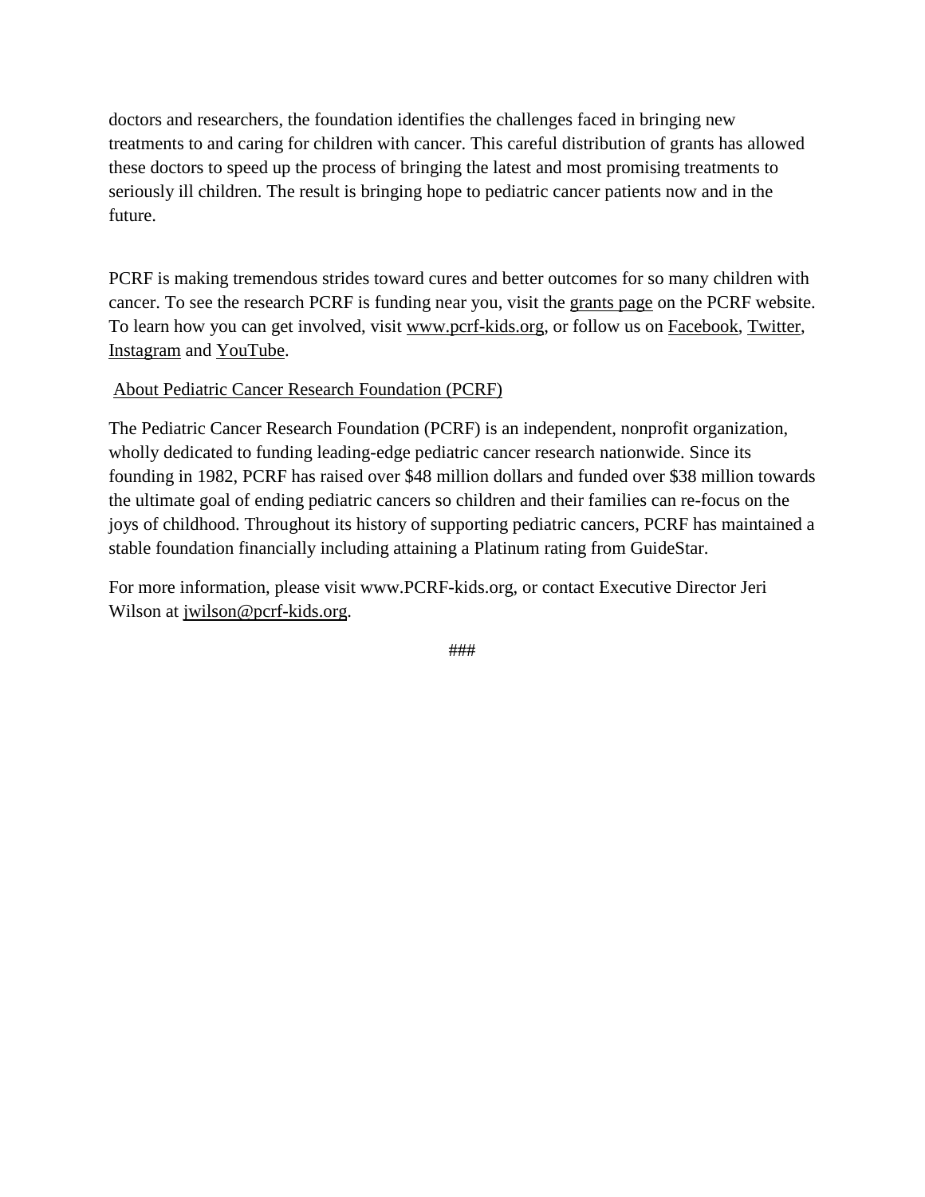doctors and researchers, the foundation identifies the challenges faced in bringing new treatments to and caring for children with cancer. This careful distribution of grants has allowed these doctors to speed up the process of bringing the latest and most promising treatments to seriously ill children. The result is bringing hope to pediatric cancer patients now and in the future.

PCRF is making tremendous strides toward cures and better outcomes for so many children with cancer. To see the research PCRF is funding near you, visit the grants page on the PCRF website. To learn how you can get involved, visit www.pcrf-kids.org, or follow us on Facebook, Twitter, Instagram and YouTube.

About Pediatric Cancer Research Foundation (PCRF)

The Pediatric Cancer Research Foundation (PCRF) is an independent, nonprofit organization, wholly dedicated to funding leading-edge pediatric cancer research nationwide. Since its founding in 1982, PCRF has raised over $48 million dollars and funded over $38 million towards the ultimate goal of ending pediatric cancers so children and their families can re-focus on the joys of childhood. Throughout its history of supporting pediatric cancers, PCRF has maintained a stable foundation financially including attaining a Platinum rating from GuideStar.

For more information, please visit www.PCRF-kids.org, or contact Executive Director Jeri Wilson at jwilson@pcrf-kids.org.

###